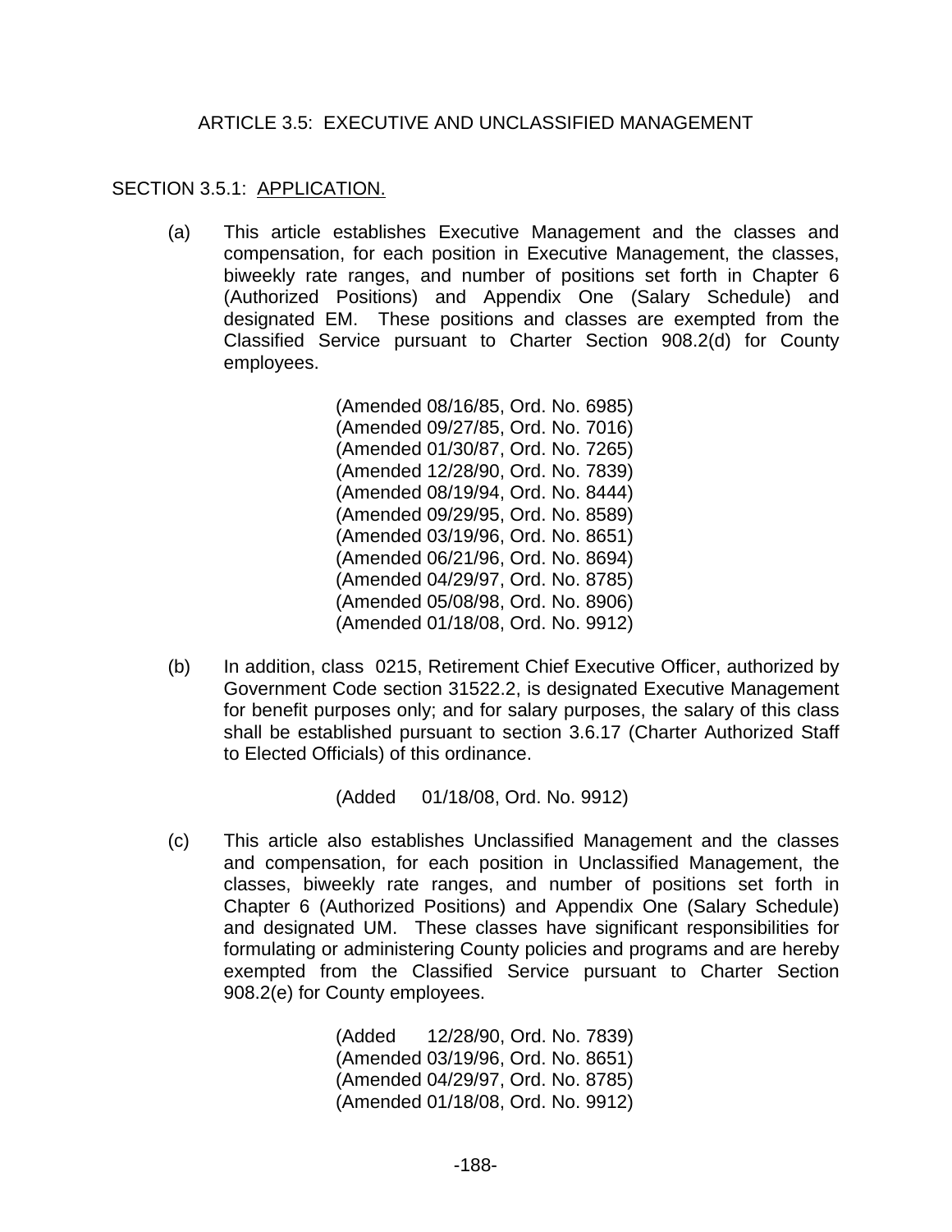# ARTICLE 3.5: EXECUTIVE AND UNCLASSIFIED MANAGEMENT

## SECTION 3.5.1: APPLICATION.

(a) This article establishes Executive Management and the classes and compensation, for each position in Executive Management, the classes, biweekly rate ranges, and number of positions set forth in Chapter 6 (Authorized Positions) and Appendix One (Salary Schedule) and designated EM. These positions and classes are exempted from the Classified Service pursuant to Charter Section 908.2(d) for County employees.

(Amended 08/16/85, Ord. No. 6985)
(Amended 09/27/85, Ord. No. 7016)
(Amended 01/30/87, Ord. No. 7265)
(Amended 12/28/90, Ord. No. 7839)
(Amended 08/19/94, Ord. No. 8444)
(Amended 09/29/95, Ord. No. 8589)
(Amended 03/19/96, Ord. No. 8651)
(Amended 06/21/96, Ord. No. 8694)
(Amended 04/29/97, Ord. No. 8785)
(Amended 05/08/98, Ord. No. 8906)
(Amended 01/18/08, Ord. No. 9912)

(b) In addition, class 0215, Retirement Chief Executive Officer, authorized by Government Code section 31522.2, is designated Executive Management for benefit purposes only; and for salary purposes, the salary of this class shall be established pursuant to section 3.6.17 (Charter Authorized Staff to Elected Officials) of this ordinance.

(Added 01/18/08, Ord. No. 9912)

(c) This article also establishes Unclassified Management and the classes and compensation, for each position in Unclassified Management, the classes, biweekly rate ranges, and number of positions set forth in Chapter 6 (Authorized Positions) and Appendix One (Salary Schedule) and designated UM. These classes have significant responsibilities for formulating or administering County policies and programs and are hereby exempted from the Classified Service pursuant to Charter Section 908.2(e) for County employees.

(Added 12/28/90, Ord. No. 7839)
(Amended 03/19/96, Ord. No. 8651)
(Amended 04/29/97, Ord. No. 8785)
(Amended 01/18/08, Ord. No. 9912)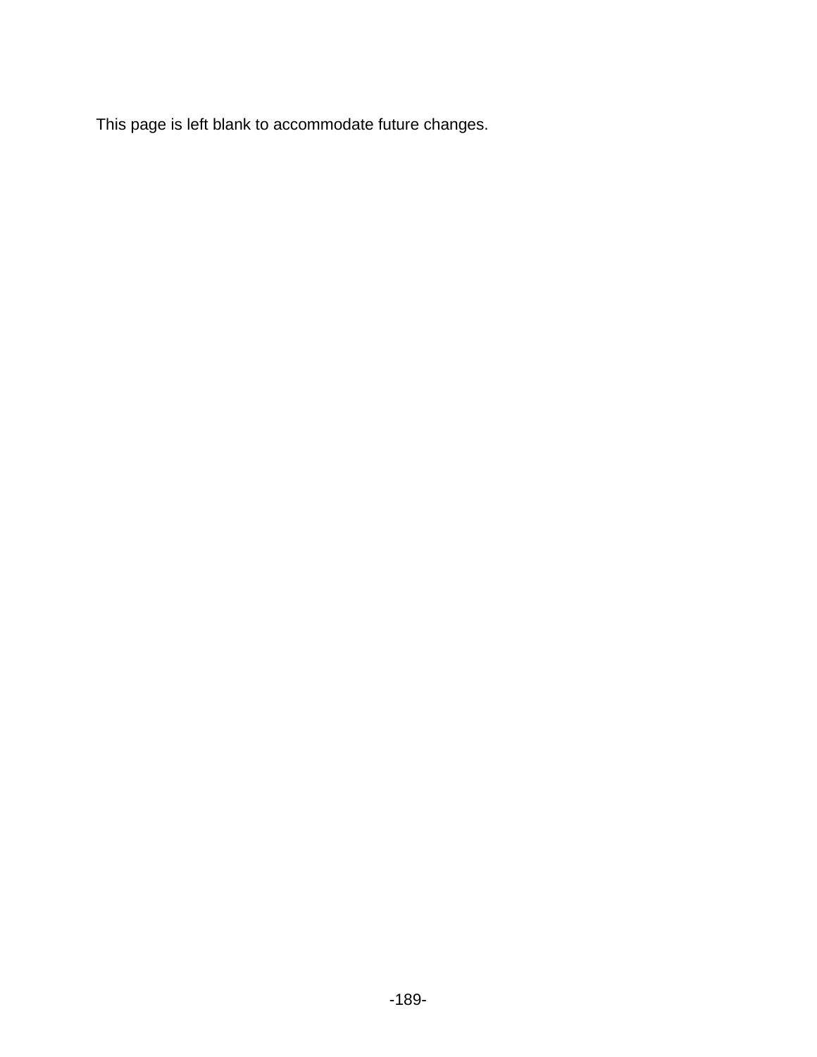This page is left blank to accommodate future changes.